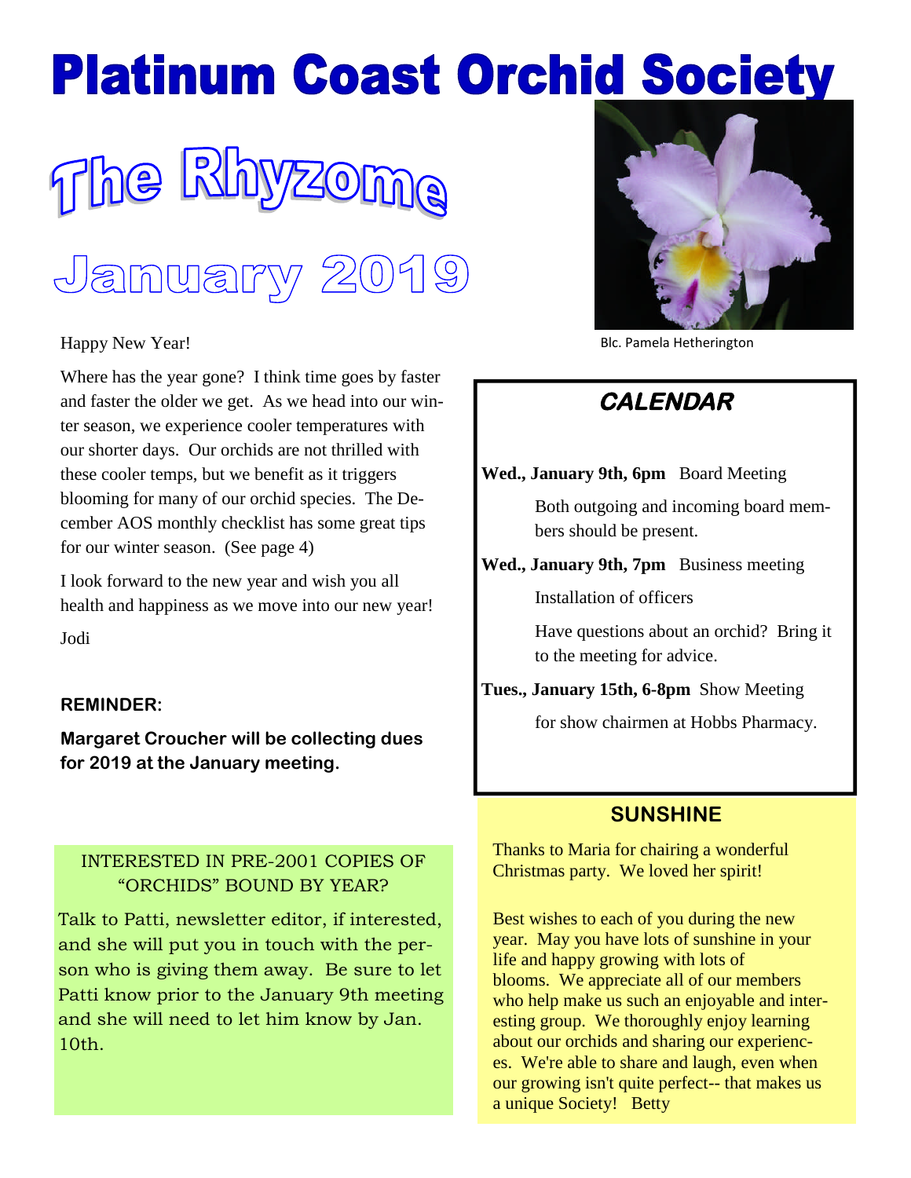# Platinum Coast Orchid Society

# The Rhyzome

## January 2019

Blc. Pamela Hetherington

Happy New Year!

Where has the year gone? I think time goes by faster and faster the older we get. As we head into our winter season, we experience cooler temperatures with our shorter days. Our orchids are not thrilled with these cooler temps, but we benefit as it triggers blooming for many of our orchid species. The December AOS monthly checklist has some great tips for our winter season. (See page 4)

I look forward to the new year and wish you all health and happiness as we move into our new year!

Jodi

**REMINDER:**

**Margaret Croucher will be collecting dues for 2019 at the January meeting.**

### CALENDAR

**Wed., January 9th, 6pm** Board Meeting

Both outgoing and incoming board members should be present.

**Wed., January 9th, 7pm** Business meeting

Installation of officers

Have questions about an orchid? Bring it to the meeting for advice.

**Tues., January 15th, 6-8pm** Show Meeting

for show chairmen at Hobbs Pharmacy.

### INTERESTED IN PRE-2001 COPIES OF "ORCHIDS" BOUND BY YEAR?

Talk to Patti, newsletter editor, if interested, and she will put you in touch with the person who is giving them away. Be sure to let Patti know prior to the January 9th meeting and she will need to let him know by Jan. 10th.

### SUNSHINE

Thanks to Maria for chairing a wonderful Christmas party. We loved her spirit!

Best wishes to each of you during the new year. May you have lots of sunshine in your life and happy growing with lots of blooms. We appreciate all of our members who help make us such an enjoyable and interesting group. We thoroughly enjoy learning about our orchids and sharing our experiences. We're able to share and laugh, even when our growing isn't quite perfect-- that makes us a unique Society! Betty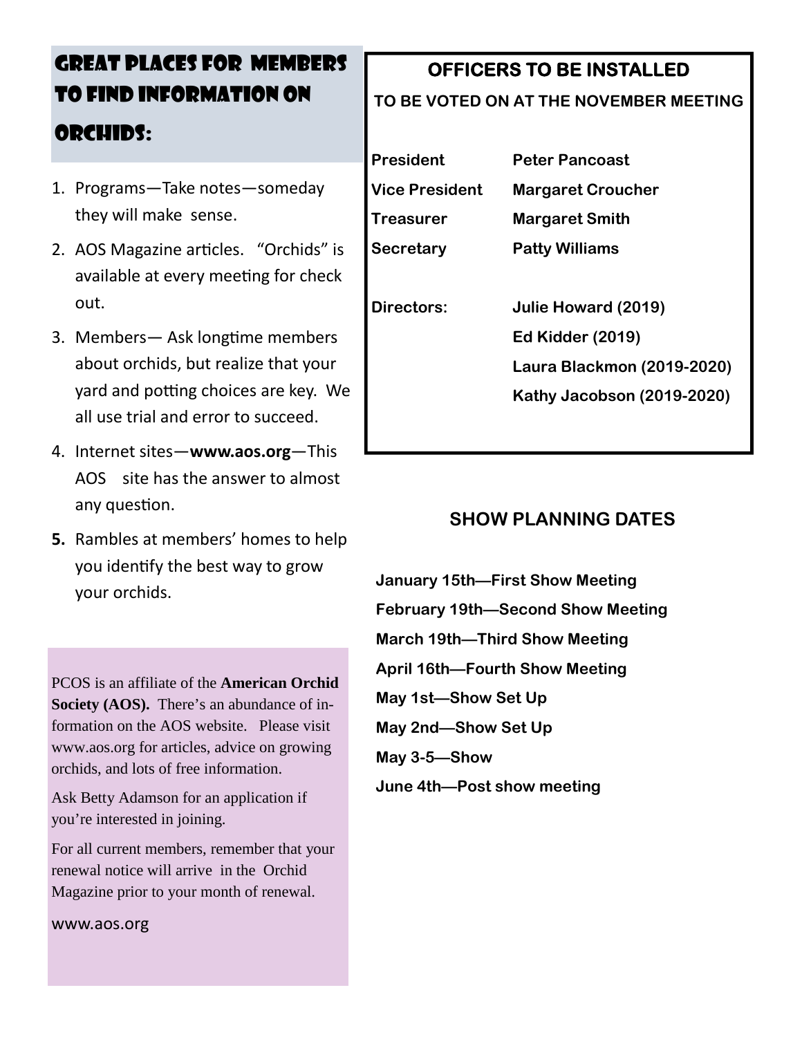## Great Places for Members to Find Information on Orchids:

1. Programs—Take notes—someday they will make sense.
2. AOS Magazine articles. "Orchids" is available at every meeting for check out.
3. Members— Ask longtime members about orchids, but realize that your yard and potting choices are key. We all use trial and error to succeed.
4. Internet sites—**www.aos.org**—This AOS site has the answer to almost any question.
5. Rambles at members' homes to help you identify the best way to grow your orchids.

PCOS is an affiliate of the **American Orchid Society (AOS).** There's an abundance of information on the AOS website. Please visit www.aos.org for articles, advice on growing orchids, and lots of free information.

Ask Betty Adamson for an application if you're interested in joining.

For all current members, remember that your renewal notice will arrive in the Orchid Magazine prior to your month of renewal.

www.aos.org

## OFFICERS TO BE INSTALLED

**TO BE VOTED ON AT THE NOVEMBER MEETING**

| | |
|---|---|
| **President** | **Peter Pancoast** |
| **Vice President** | **Margaret Croucher** |
| **Treasurer** | **Margaret Smith** |
| **Secretary** | **Patty Williams** |
| **Directors:** | **Julie Howard (2019)** |
| | **Ed Kidder (2019)** |
| | **Laura Blackmon (2019-2020)** |
| | **Kathy Jacobson (2019-2020)** |

## SHOW PLANNING DATES

**January 15th—First Show Meeting**

**February 19th—Second Show Meeting**

**March 19th—Third Show Meeting**

**April 16th—Fourth Show Meeting**

**May 1st—Show Set Up**

**May 2nd—Show Set Up**

**May 3-5—Show**

**June 4th—Post show meeting**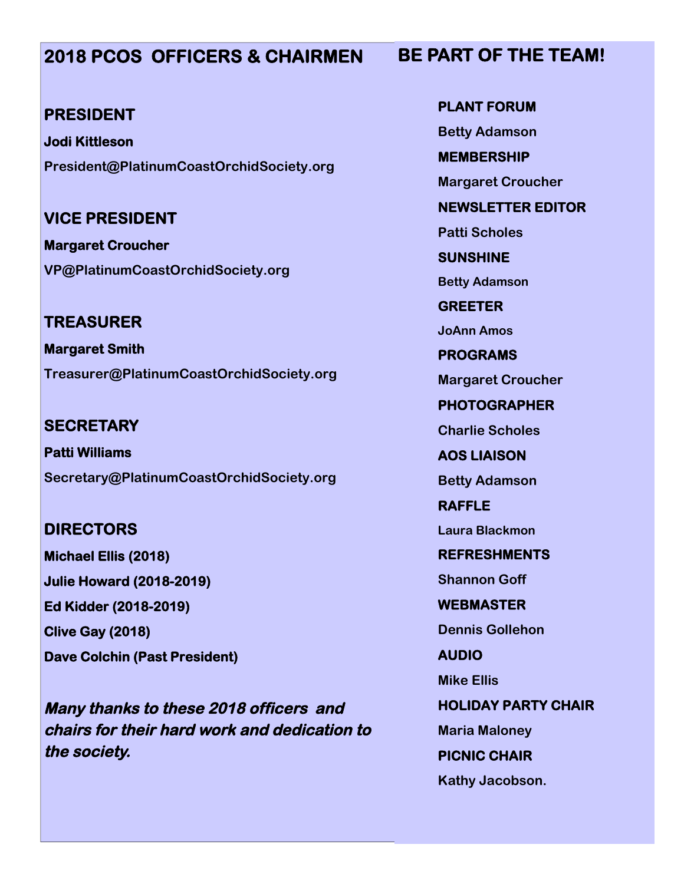## 2018 PCOS OFFICERS & CHAIRMEN

### PRESIDENT

**Jodi Kittleson**

President@PlatinumCoastOrchidSociety.org

### VICE PRESIDENT

**Margaret Croucher**

VP@PlatinumCoastOrchidSociety.org

### TREASURER

**Margaret Smith**

Treasurer@PlatinumCoastOrchidSociety.org

### SECRETARY

**Patti Williams**

Secretary@PlatinumCoastOrchidSociety.org

### DIRECTORS

**Michael Ellis (2018)**

**Julie Howard (2018-2019)**

**Ed Kidder (2018-2019)**

**Clive Gay (2018)**

**Dave Colchin (Past President)**

***Many thanks to these 2018 officers and chairs for their hard work and dedication to the society.***

## BE PART OF THE TEAM!

**PLANT FORUM**

Betty Adamson

**MEMBERSHIP**

Margaret Croucher

**NEWSLETTER EDITOR**

Patti Scholes

**SUNSHINE**

Betty Adamson

**GREETER**

JoAnn Amos

**PROGRAMS**

Margaret Croucher

**PHOTOGRAPHER**

Charlie Scholes

**AOS LIAISON**

Betty Adamson

**RAFFLE**

Laura Blackmon

**REFRESHMENTS**

Shannon Goff

**WEBMASTER**

Dennis Gollehon

**AUDIO**

Mike Ellis

**HOLIDAY PARTY CHAIR**

Maria Maloney

**PICNIC CHAIR**

Kathy Jacobson.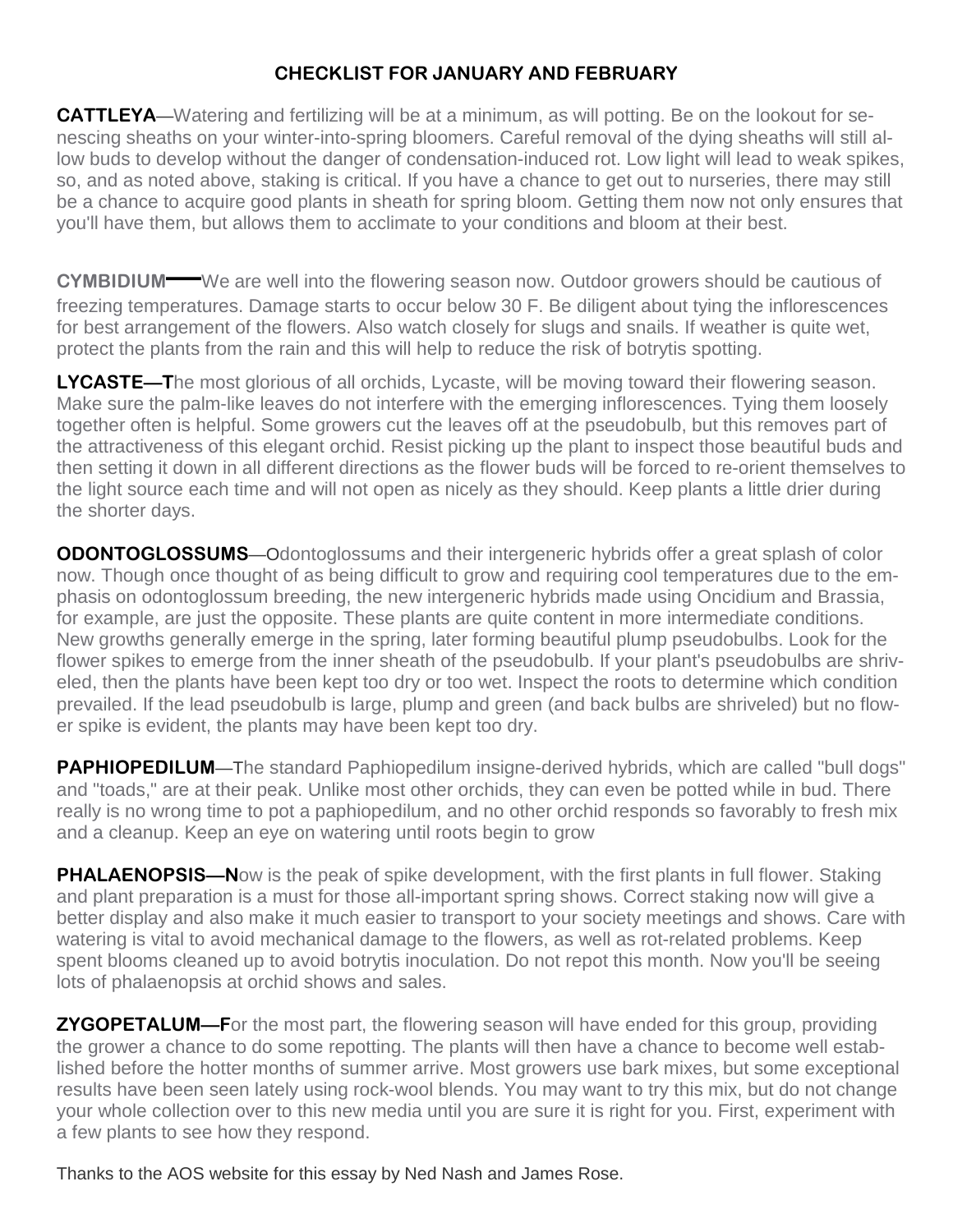## CHECKLIST FOR JANUARY AND FEBRUARY

**CATTLEYA**—Watering and fertilizing will be at a minimum, as will potting. Be on the lookout for senescing sheaths on your winter-into-spring bloomers. Careful removal of the dying sheaths will still allow buds to develop without the danger of condensation-induced rot. Low light will lead to weak spikes, so, and as noted above, staking is critical. If you have a chance to get out to nurseries, there may still be a chance to acquire good plants in sheath for spring bloom. Getting them now not only ensures that you'll have them, but allows them to acclimate to your conditions and bloom at their best.

**CYMBIDIUM**—We are well into the flowering season now. Outdoor growers should be cautious of freezing temperatures. Damage starts to occur below 30 F. Be diligent about tying the inflorescences for best arrangement of the flowers. Also watch closely for slugs and snails. If weather is quite wet, protect the plants from the rain and this will help to reduce the risk of botrytis spotting.

**LYCASTE—T**he most glorious of all orchids, Lycaste, will be moving toward their flowering season. Make sure the palm-like leaves do not interfere with the emerging inflorescences. Tying them loosely together often is helpful. Some growers cut the leaves off at the pseudobulb, but this removes part of the attractiveness of this elegant orchid. Resist picking up the plant to inspect those beautiful buds and then setting it down in all different directions as the flower buds will be forced to re-orient themselves to the light source each time and will not open as nicely as they should. Keep plants a little drier during the shorter days.

**ODONTOGLOSSUMS**—Odontoglossums and their intergeneric hybrids offer a great splash of color now. Though once thought of as being difficult to grow and requiring cool temperatures due to the emphasis on odontoglossum breeding, the new intergeneric hybrids made using Oncidium and Brassia, for example, are just the opposite. These plants are quite content in more intermediate conditions. New growths generally emerge in the spring, later forming beautiful plump pseudobulbs. Look for the flower spikes to emerge from the inner sheath of the pseudobulb. If your plant's pseudobulbs are shriveled, then the plants have been kept too dry or too wet. Inspect the roots to determine which condition prevailed. If the lead pseudobulb is large, plump and green (and back bulbs are shriveled) but no flower spike is evident, the plants may have been kept too dry.

**PAPHIOPEDILUM**—The standard Paphiopedilum insigne-derived hybrids, which are called "bull dogs" and "toads," are at their peak. Unlike most other orchids, they can even be potted while in bud. There really is no wrong time to pot a paphiopedilum, and no other orchid responds so favorably to fresh mix and a cleanup. Keep an eye on watering until roots begin to grow

**PHALAENOPSIS—N**ow is the peak of spike development, with the first plants in full flower. Staking and plant preparation is a must for those all-important spring shows. Correct staking now will give a better display and also make it much easier to transport to your society meetings and shows. Care with watering is vital to avoid mechanical damage to the flowers, as well as rot-related problems. Keep spent blooms cleaned up to avoid botrytis inoculation. Do not repot this month. Now you'll be seeing lots of phalaenopsis at orchid shows and sales.

**ZYGOPETALUM—F**or the most part, the flowering season will have ended for this group, providing the grower a chance to do some repotting. The plants will then have a chance to become well established before the hotter months of summer arrive. Most growers use bark mixes, but some exceptional results have been seen lately using rock-wool blends. You may want to try this mix, but do not change your whole collection over to this new media until you are sure it is right for you. First, experiment with a few plants to see how they respond.

Thanks to the AOS website for this essay by Ned Nash and James Rose.